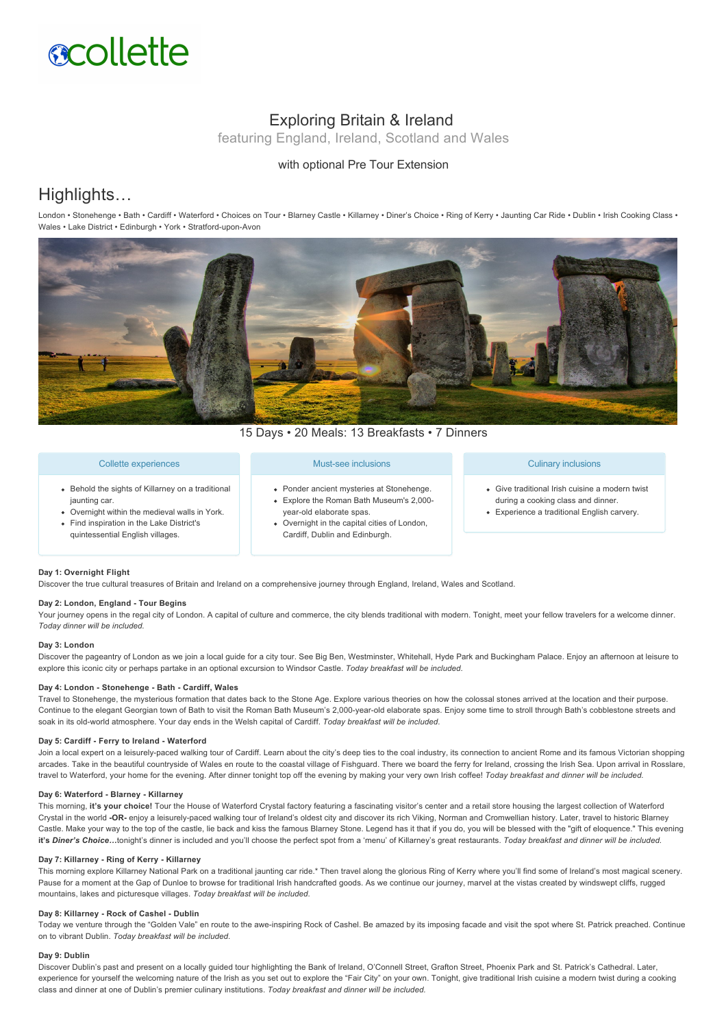collette

# Exploring Britain & Ireland

featuring England, Ireland, Scotland and Wales

with optional Pre Tour Extension

## Highlights…

London • Stonehenge • Bath • Cardiff • Waterford • Choices on Tour • Blarney Castle • Killarney • Diner's Choice • Ring of Kerry • Jaunting Car Ride • Dublin • Irish Cooking Class • Wales • Lake District • Edinburgh • York • Stratford-upon-Avon

15 Days • 20 Meals: 13 Breakfasts • 7 Dinners

### Collette experiences

- Behold the sights of Killarney on a traditional jaunting car.
- Overnight within the medieval walls in York.
- Find inspiration in the Lake District's quintessential English villages.

### Must-see inclusions

- Ponder ancient mysteries at Stonehenge.
- Explore the Roman Bath Museum's 2,000-year-old elaborate spas.
- Overnight in the capital cities of London, Cardiff, Dublin and Edinburgh.

### Culinary inclusions

- Give traditional Irish cuisine a modern twist during a cooking class and dinner.
- Experience a traditional English carvery.

**Day 1: Overnight Flight**

Discover the true cultural treasures of Britain and Ireland on a comprehensive journey through England, Ireland, Wales and Scotland.

**Day 2: London, England - Tour Begins**

Your journey opens in the regal city of London. A capital of culture and commerce, the city blends traditional with modern. Tonight, meet your fellow travelers for a welcome dinner. *Today dinner will be included.*

**Day 3: London**

Discover the pageantry of London as we join a local guide for a city tour. See Big Ben, Westminster, Whitehall, Hyde Park and Buckingham Palace. Enjoy an afternoon at leisure to explore this iconic city or perhaps partake in an optional excursion to Windsor Castle. *Today breakfast will be included.*

**Day 4: London - Stonehenge - Bath - Cardiff, Wales**

Travel to Stonehenge, the mysterious formation that dates back to the Stone Age. Explore various theories on how the colossal stones arrived at the location and their purpose. Continue to the elegant Georgian town of Bath to visit the Roman Bath Museum's 2,000-year-old elaborate spas. Enjoy some time to stroll through Bath's cobblestone streets and soak in its old-world atmosphere. Your day ends in the Welsh capital of Cardiff. *Today breakfast will be included.*

**Day 5: Cardiff - Ferry to Ireland - Waterford**

Join a local expert on a leisurely-paced walking tour of Cardiff. Learn about the city's deep ties to the coal industry, its connection to ancient Rome and its famous Victorian shopping arcades. Take in the beautiful countryside of Wales en route to the coastal village of Fishguard. There we board the ferry for Ireland, crossing the Irish Sea. Upon arrival in Rosslare, travel to Waterford, your home for the evening. After dinner tonight top off the evening by making your very own Irish coffee! *Today breakfast and dinner will be included.*

**Day 6: Waterford - Blarney - Killarney**

This morning, **it's your choice!** Tour the House of Waterford Crystal factory featuring a fascinating visitor's center and a retail store housing the largest collection of Waterford Crystal in the world **-OR-** enjoy a leisurely-paced walking tour of Ireland's oldest city and discover its rich Viking, Norman and Cromwellian history. Later, travel to historic Blarney Castle. Make your way to the top of the castle, lie back and kiss the famous Blarney Stone. Legend has it that if you do, you will be blessed with the "gift of eloquence." This evening **it's *Diner's Choice*…**tonight's dinner is included and you'll choose the perfect spot from a 'menu' of Killarney's great restaurants. *Today breakfast and dinner will be included.*

**Day 7: Killarney - Ring of Kerry - Killarney**

This morning explore Killarney National Park on a traditional jaunting car ride.* Then travel along the glorious Ring of Kerry where you'll find some of Ireland's most magical scenery. Pause for a moment at the Gap of Dunloe to browse for traditional Irish handcrafted goods. As we continue our journey, marvel at the vistas created by windswept cliffs, rugged mountains, lakes and picturesque villages. *Today breakfast will be included.*

**Day 8: Killarney - Rock of Cashel - Dublin**

Today we venture through the "Golden Vale" en route to the awe-inspiring Rock of Cashel. Be amazed by its imposing facade and visit the spot where St. Patrick preached. Continue on to vibrant Dublin. *Today breakfast will be included.*

**Day 9: Dublin**

Discover Dublin's past and present on a locally guided tour highlighting the Bank of Ireland, O'Connell Street, Grafton Street, Phoenix Park and St. Patrick's Cathedral. Later, experience for yourself the welcoming nature of the Irish as you set out to explore the "Fair City" on your own. Tonight, give traditional Irish cuisine a modern twist during a cooking class and dinner at one of Dublin's premier culinary institutions. *Today breakfast and dinner will be included.*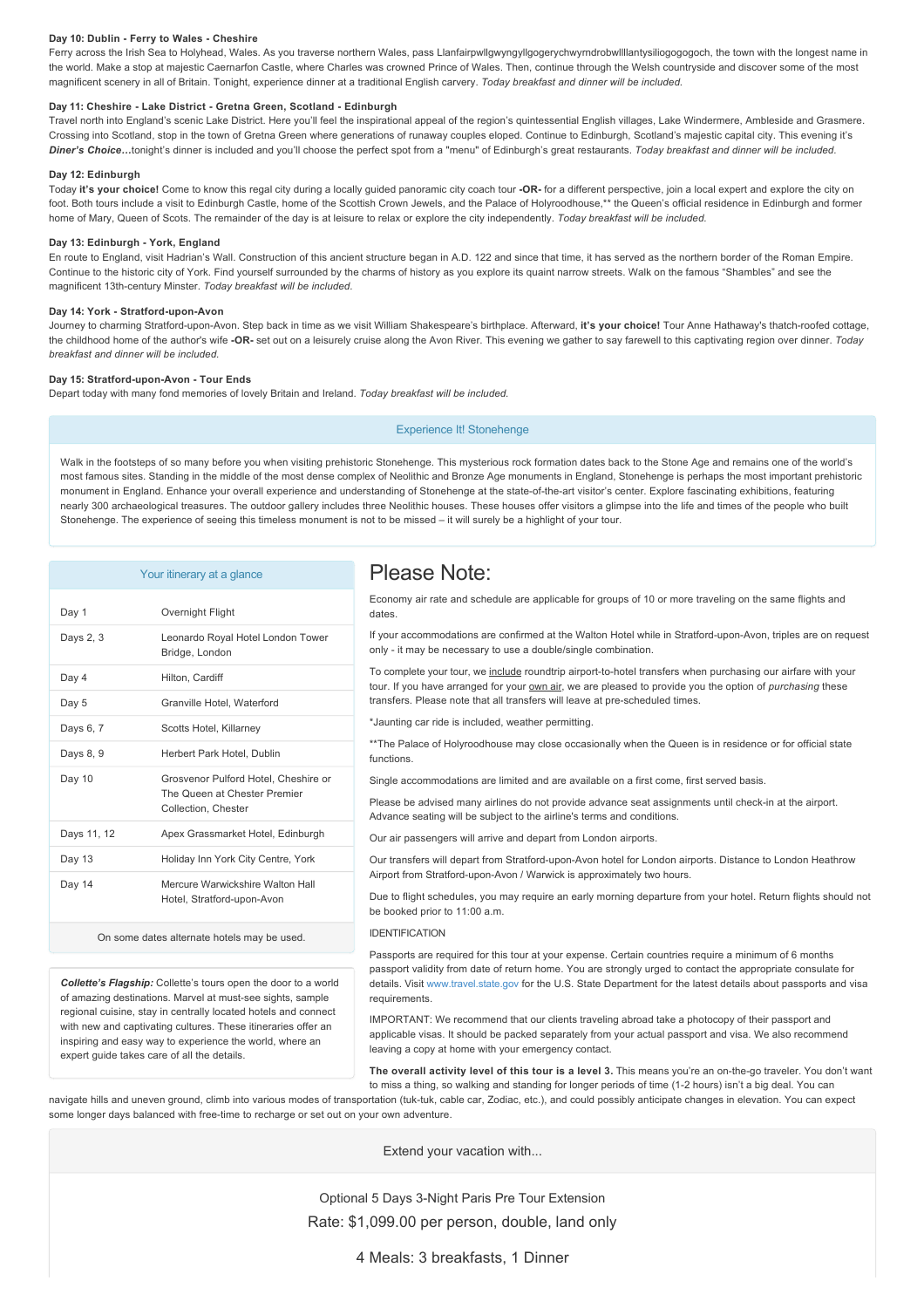#### Day 10: Dublin - Ferry to Wales - Cheshire

Ferry across the Irish Sea to Holyhead, Wales. As you traverse northern Wales, pass Llanfairpwllgwyngyllgogerychwyrndrobwllllantysiliogogogoch, the town with the longest name in the world. Make a stop at majestic Caernarfon Castle, where Charles was crowned Prince of Wales. Then, continue through the Welsh countryside and discover some of the most magnificent scenery in all of Britain. Tonight, experience dinner at a traditional English carvery. *Today breakfast and dinner will be included.*

#### Day 11: Cheshire - Lake District - Gretna Green, Scotland - Edinburgh

Travel north into England's scenic Lake District. Here you'll feel the inspirational appeal of the region's quintessential English villages, Lake Windermere, Ambleside and Grasmere. Crossing into Scotland, stop in the town of Gretna Green where generations of runaway couples eloped. Continue to Edinburgh, Scotland's majestic capital city. This evening it's ***Diner's Choice…***tonight's dinner is included and you'll choose the perfect spot from a "menu" of Edinburgh's great restaurants. *Today breakfast and dinner will be included.*

#### Day 12: Edinburgh

Today **it's your choice!** Come to know this regal city during a locally guided panoramic city coach tour **-OR-** for a different perspective, join a local expert and explore the city on foot. Both tours include a visit to Edinburgh Castle, home of the Scottish Crown Jewels, and the Palace of Holyroodhouse,** the Queen's official residence in Edinburgh and former home of Mary, Queen of Scots. The remainder of the day is at leisure to relax or explore the city independently. *Today breakfast will be included.*

#### Day 13: Edinburgh - York, England

En route to England, visit Hadrian's Wall. Construction of this ancient structure began in A.D. 122 and since that time, it has served as the northern border of the Roman Empire. Continue to the historic city of York. Find yourself surrounded by the charms of history as you explore its quaint narrow streets. Walk on the famous "Shambles" and see the magnificent 13th-century Minster. *Today breakfast will be included.*

#### Day 14: York - Stratford-upon-Avon

Journey to charming Stratford-upon-Avon. Step back in time as we visit William Shakespeare's birthplace. Afterward, **it's your choice!** Tour Anne Hathaway's thatch-roofed cottage, the childhood home of the author's wife **-OR-** set out on a leisurely cruise along the Avon River. This evening we gather to say farewell to this captivating region over dinner. *Today breakfast and dinner will be included.*

#### Day 15: Stratford-upon-Avon - Tour Ends

Depart today with many fond memories of lovely Britain and Ireland. *Today breakfast will be included.*

### Experience It! Stonehenge

Walk in the footsteps of so many before you when visiting prehistoric Stonehenge. This mysterious rock formation dates back to the Stone Age and remains one of the world's most famous sites. Standing in the middle of the most dense complex of Neolithic and Bronze Age monuments in England, Stonehenge is perhaps the most important prehistoric monument in England. Enhance your overall experience and understanding of Stonehenge at the state-of-the-art visitor's center. Explore fascinating exhibitions, featuring nearly 300 archaeological treasures. The outdoor gallery includes three Neolithic houses. These houses offer visitors a glimpse into the life and times of the people who built Stonehenge. The experience of seeing this timeless monument is not to be missed – it will surely be a highlight of your tour.

### Your itinerary at a glance

| Day | Hotel |
|---|---|
| Day 1 | Overnight Flight |
| Days 2, 3 | Leonardo Royal Hotel London Tower Bridge, London |
| Day 4 | Hilton, Cardiff |
| Day 5 | Granville Hotel, Waterford |
| Days 6, 7 | Scotts Hotel, Killarney |
| Days 8, 9 | Herbert Park Hotel, Dublin |
| Day 10 | Grosvenor Pulford Hotel, Cheshire or The Queen at Chester Premier Collection, Chester |
| Days 11, 12 | Apex Grassmarket Hotel, Edinburgh |
| Day 13 | Holiday Inn York City Centre, York |
| Day 14 | Mercure Warwickshire Walton Hall Hotel, Stratford-upon-Avon |

On some dates alternate hotels may be used.

***Collette's Flagship:*** Collette's tours open the door to a world of amazing destinations. Marvel at must-see sights, sample regional cuisine, stay in centrally located hotels and connect with new and captivating cultures. These itineraries offer an inspiring and easy way to experience the world, where an expert guide takes care of all the details.

## Please Note:

Economy air rate and schedule are applicable for groups of 10 or more traveling on the same flights and dates.

If your accommodations are confirmed at the Walton Hotel while in Stratford-upon-Avon, triples are on request only - it may be necessary to use a double/single combination.

To complete your tour, we include roundtrip airport-to-hotel transfers when purchasing our airfare with your tour. If you have arranged for your own air, we are pleased to provide you the option of *purchasing* these transfers. Please note that all transfers will leave at pre-scheduled times.

*Jaunting car ride is included, weather permitting.

**The Palace of Holyroodhouse may close occasionally when the Queen is in residence or for official state functions.

Single accommodations are limited and are available on a first come, first served basis.

Please be advised many airlines do not provide advance seat assignments until check-in at the airport. Advance seating will be subject to the airline's terms and conditions.

Our air passengers will arrive and depart from London airports.

Our transfers will depart from Stratford-upon-Avon hotel for London airports. Distance to London Heathrow Airport from Stratford-upon-Avon / Warwick is approximately two hours.

Due to flight schedules, you may require an early morning departure from your hotel. Return flights should not be booked prior to 11:00 a.m.

IDENTIFICATION

Passports are required for this tour at your expense. Certain countries require a minimum of 6 months passport validity from date of return home. You are strongly urged to contact the appropriate consulate for details. Visit www.travel.state.gov for the U.S. State Department for the latest details about passports and visa requirements.

IMPORTANT: We recommend that our clients traveling abroad take a photocopy of their passport and applicable visas. It should be packed separately from your actual passport and visa. We also recommend leaving a copy at home with your emergency contact.

**The overall activity level of this tour is a level 3.** This means you're an on-the-go traveler. You don't want to miss a thing, so walking and standing for longer periods of time (1-2 hours) isn't a big deal. You can navigate hills and uneven ground, climb into various modes of transportation (tuk-tuk, cable car, Zodiac, etc.), and could possibly anticipate changes in elevation. You can expect some longer days balanced with free-time to recharge or set out on your own adventure.

### Extend your vacation with...

Optional 5 Days 3-Night Paris Pre Tour Extension

Rate: $1,099.00 per person, double, land only

4 Meals: 3 breakfasts, 1 Dinner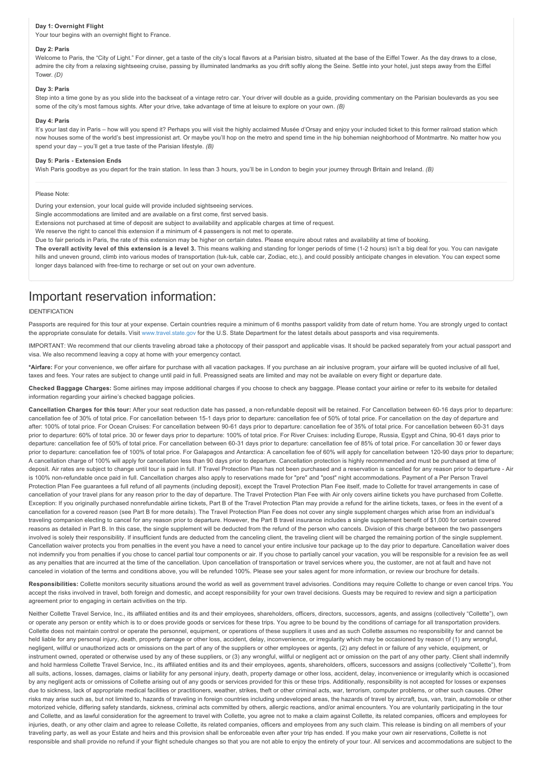**Day 1: Overnight Flight**

Your tour begins with an overnight flight to France.

**Day 2: Paris**

Welcome to Paris, the "City of Light." For dinner, get a taste of the city's local flavors at a Parisian bistro, situated at the base of the Eiffel Tower. As the day draws to a close, admire the city from a relaxing sightseeing cruise, passing by illuminated landmarks as you drift softly along the Seine. Settle into your hotel, just steps away from the Eiffel Tower. *(D)*

**Day 3: Paris**

Step into a time gone by as you slide into the backseat of a vintage retro car. Your driver will double as a guide, providing commentary on the Parisian boulevards as you see some of the city's most famous sights. After your drive, take advantage of time at leisure to explore on your own. *(B)*

**Day 4: Paris**

It's your last day in Paris – how will you spend it? Perhaps you will visit the highly acclaimed Musée d'Orsay and enjoy your included ticket to this former railroad station which now houses some of the world's best impressionist art. Or maybe you'll hop on the metro and spend time in the hip bohemian neighborhood of Montmartre. No matter how you spend your day – you'll get a true taste of the Parisian lifestyle. *(B)*

**Day 5: Paris - Extension Ends**

Wish Paris goodbye as you depart for the train station. In less than 3 hours, you'll be in London to begin your journey through Britain and Ireland. *(B)*

---

Please Note:

During your extension, your local guide will provide included sightseeing services.

Single accommodations are limited and are available on a first come, first served basis.

Extensions not purchased at time of deposit are subject to availability and applicable charges at time of request.

We reserve the right to cancel this extension if a minimum of 4 passengers is not met to operate.

Due to fair periods in Paris, the rate of this extension may be higher on certain dates. Please enquire about rates and availability at time of booking.

**The overall activity level of this extension is a level 3.** This means walking and standing for longer periods of time (1-2 hours) isn't a big deal for you. You can navigate hills and uneven ground, climb into various modes of transportation (tuk-tuk, cable car, Zodiac, etc.), and could possibly anticipate changes in elevation. You can expect some longer days balanced with free-time to recharge or set out on your own adventure.

# Important reservation information:

IDENTIFICATION

Passports are required for this tour at your expense. Certain countries require a minimum of 6 months passport validity from date of return home. You are strongly urged to contact the appropriate consulate for details. Visit www.travel.state.gov for the U.S. State Department for the latest details about passports and visa requirements.

IMPORTANT: We recommend that our clients traveling abroad take a photocopy of their passport and applicable visas. It should be packed separately from your actual passport and visa. We also recommend leaving a copy at home with your emergency contact.

**\*Airfare:** For your convenience, we offer airfare for purchase with all vacation packages. If you purchase an air inclusive program, your airfare will be quoted inclusive of all fuel, taxes and fees. Your rates are subject to change until paid in full. Preassigned seats are limited and may not be available on every flight or departure date.

**Checked Baggage Charges:** Some airlines may impose additional charges if you choose to check any baggage. Please contact your airline or refer to its website for detailed information regarding your airline's checked baggage policies.

**Cancellation Charges for this tour:** After your seat reduction date has passed, a non-refundable deposit will be retained. For Cancellation between 60-16 days prior to departure: cancellation fee of 30% of total price. For cancellation between 15-1 days prior to departure: cancellation fee of 50% of total price. For cancellation on the day of departure and after: 100% of total price. For Ocean Cruises: For cancellation between 90-61 days prior to departure: cancellation fee of 35% of total price. For cancellation between 60-31 days prior to departure: 60% of total price. 30 or fewer days prior to departure: 100% of total price. For River Cruises: including Europe, Russia, Egypt and China, 90-61 days prior to departure: cancellation fee of 50% of total price. For cancellation between 60-31 days prior to departure: cancellation fee of 85% of total price. For cancellation 30 or fewer days prior to departure: cancellation fee of 100% of total price. For Galapagos and Antarctica: A cancellation fee of 60% will apply for cancellation between 120-90 days prior to departure; A cancellation charge of 100% will apply for cancellation less than 90 days prior to departure. Cancellation protection is highly recommended and must be purchased at time of deposit. Air rates are subject to change until tour is paid in full. If Travel Protection Plan has not been purchased and a reservation is cancelled for any reason prior to departure - Air is 100% non-refundable once paid in full. Cancellation charges also apply to reservations made for "pre" and "post" night accommodations. Payment of a Per Person Travel Protection Plan Fee guarantees a full refund of all payments (including deposit), except the Travel Protection Plan Fee itself, made to Collette for travel arrangements in case of cancellation of your travel plans for any reason prior to the day of departure. The Travel Protection Plan Fee with Air only covers airline tickets you have purchased from Collette. Exception: If you originally purchased nonrefundable airline tickets, Part B of the Travel Protection Plan may provide a refund for the airline tickets, taxes, or fees in the event of a cancellation for a covered reason (see Part B for more details). The Travel Protection Plan Fee does not cover any single supplement charges which arise from an individual's traveling companion electing to cancel for any reason prior to departure. However, the Part B travel insurance includes a single supplement benefit of $1,000 for certain covered reasons as detailed in Part B. In this case, the single supplement will be deducted from the refund of the person who cancels. Division of this charge between the two passengers involved is solely their responsibility. If insufficient funds are deducted from the canceling client, the traveling client will be charged the remaining portion of the single supplement. Cancellation waiver protects you from penalties in the event you have a need to cancel your entire inclusive tour package up to the day prior to departure. Cancellation waiver does not indemnify you from penalties if you chose to cancel partial tour components or air. If you chose to partially cancel your vacation, you will be responsible for a revision fee as well as any penalties that are incurred at the time of the cancellation. Upon cancellation of transportation or travel services where you, the customer, are not at fault and have not canceled in violation of the terms and conditions above, you will be refunded 100%. Please see your sales agent for more information, or review our brochure for details.

**Responsibilities:** Collette monitors security situations around the world as well as government travel advisories. Conditions may require Collette to change or even cancel trips. You accept the risks involved in travel, both foreign and domestic, and accept responsibility for your own travel decisions. Guests may be required to review and sign a participation agreement prior to engaging in certain activities on the trip.

Neither Collette Travel Service, Inc., its affiliated entities and its and their employees, shareholders, officers, directors, successors, agents, and assigns (collectively "Collette"), own or operate any person or entity which is to or does provide goods or services for these trips. You agree to be bound by the conditions of carriage for all transportation providers. Collette does not maintain control or operate the personnel, equipment, or operations of these suppliers it uses and as such Collette assumes no responsibility for and cannot be held liable for any personal injury, death, property damage or other loss, accident, delay, inconvenience, or irregularity which may be occasioned by reason of (1) any wrongful, negligent, willful or unauthorized acts or omissions on the part of any of the suppliers or other employees or agents, (2) any defect in or failure of any vehicle, equipment, or instrument owned, operated or otherwise used by any of these suppliers, or (3) any wrongful, willful or negligent act or omission on the part of any other party. Client shall indemnify and hold harmless Collette Travel Service, Inc., its affiliated entities and its and their employees, agents, shareholders, officers, successors and assigns (collectively "Collette"), from all suits, actions, losses, damages, claims or liability for any personal injury, death, property damage or other loss, accident, delay, inconvenience or irregularity which is occasioned by any negligent acts or omissions of Collette arising out of any goods or services provided for this or these trips. Additionally, responsibility is not accepted for losses or expenses due to sickness, lack of appropriate medical facilities or practitioners, weather, strikes, theft or other criminal acts, war, terrorism, computer problems, or other such causes. Other risks may arise such as, but not limited to, hazards of traveling in foreign countries including undeveloped areas, the hazards of travel by aircraft, bus, van, train, automobile or other motorized vehicle, differing safety standards, sickness, criminal acts committed by others, allergic reactions, and/or animal encounters. You are voluntarily participating in the tour and Collette, and as lawful consideration for the agreement to travel with Collette, you agree not to make a claim against Collette, its related companies, officers and employees for injuries, death, or any other claim and agree to release Collette, its related companies, officers and employees from any such claim. This release is binding on all members of your traveling party, as well as your Estate and heirs and this provision shall be enforceable even after your trip has ended. If you make your own air reservations, Collette is not responsible and shall provide no refund if your flight schedule changes so that you are not able to enjoy the entirety of your tour. All services and accommodations are subject to the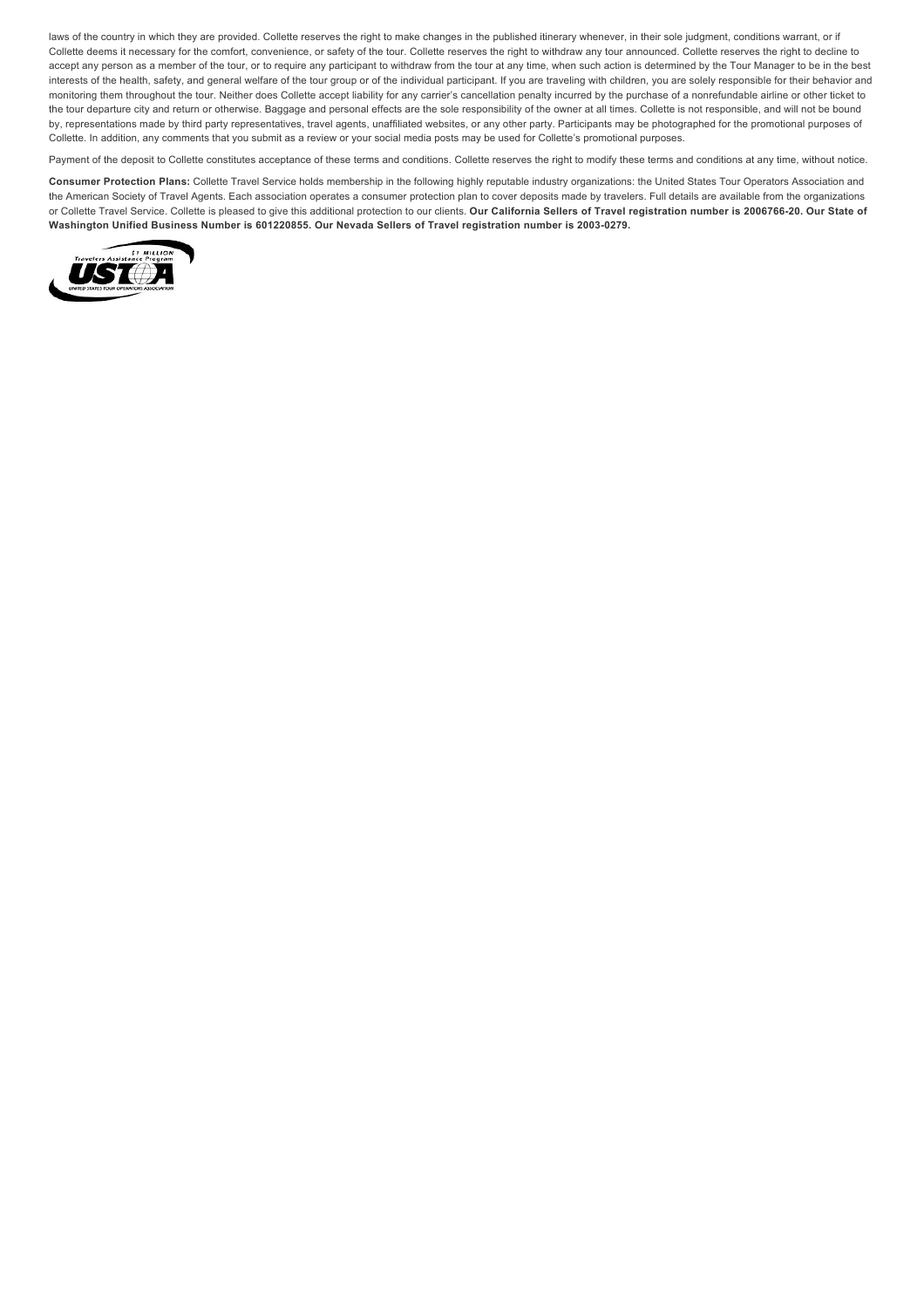laws of the country in which they are provided. Collette reserves the right to make changes in the published itinerary whenever, in their sole judgment, conditions warrant, or if Collette deems it necessary for the comfort, convenience, or safety of the tour. Collette reserves the right to withdraw any tour announced. Collette reserves the right to decline to accept any person as a member of the tour, or to require any participant to withdraw from the tour at any time, when such action is determined by the Tour Manager to be in the best interests of the health, safety, and general welfare of the tour group or of the individual participant. If you are traveling with children, you are solely responsible for their behavior and monitoring them throughout the tour. Neither does Collette accept liability for any carrier's cancellation penalty incurred by the purchase of a nonrefundable airline or other ticket to the tour departure city and return or otherwise. Baggage and personal effects are the sole responsibility of the owner at all times. Collette is not responsible, and will not be bound by, representations made by third party representatives, travel agents, unaffiliated websites, or any other party. Participants may be photographed for the promotional purposes of Collette. In addition, any comments that you submit as a review or your social media posts may be used for Collette's promotional purposes.

Payment of the deposit to Collette constitutes acceptance of these terms and conditions. Collette reserves the right to modify these terms and conditions at any time, without notice.

**Consumer Protection Plans:** Collette Travel Service holds membership in the following highly reputable industry organizations: the United States Tour Operators Association and the American Society of Travel Agents. Each association operates a consumer protection plan to cover deposits made by travelers. Full details are available from the organizations or Collette Travel Service. Collette is pleased to give this additional protection to our clients. **Our California Sellers of Travel registration number is 2006766-20. Our State of Washington Unified Business Number is 601220855. Our Nevada Sellers of Travel registration number is 2003-0279.**

$1 MILLION
Travelers Assistance Program
USTOA
UNITED STATES TOUR OPERATORS ASSOCIATION